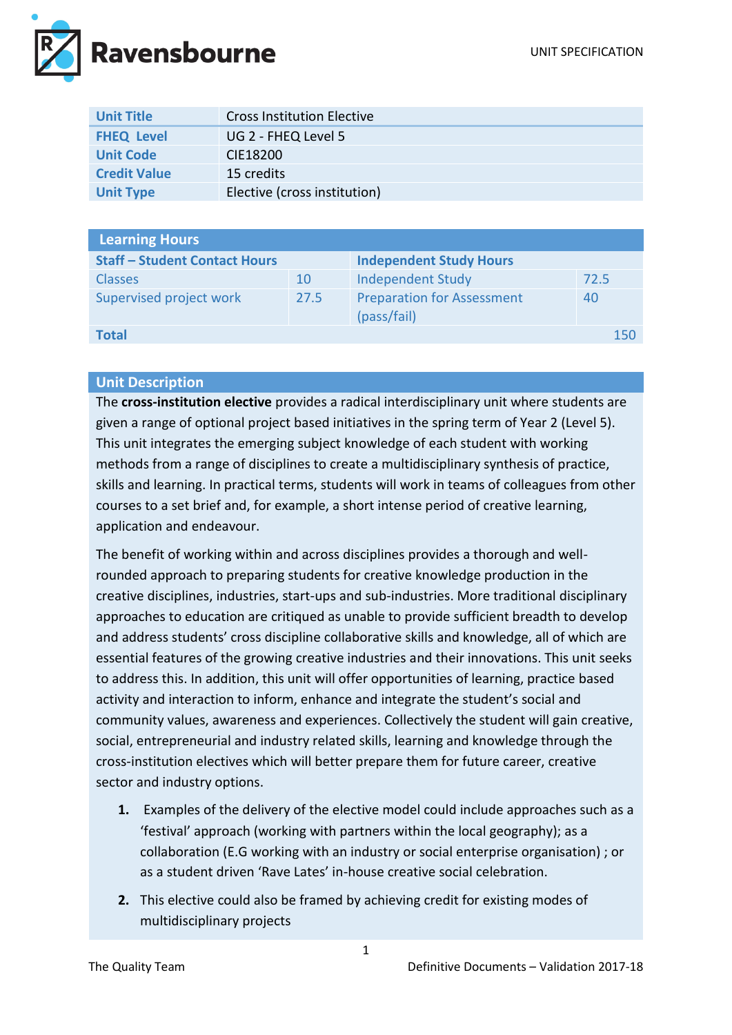| Unit Title | Cross Institution Elective |
| --- | --- |
| FHEQ Level | UG 2 - FHEQ Level 5 |
| Unit Code | CIE18200 |
| Credit Value | 15 credits |
| Unit Type | Elective (cross institution) |

| Learning Hours | | | |
| --- | --- | --- | --- |
| **Staff – Student Contact Hours** | | **Independent Study Hours** | |
| Classes | 10 | Independent Study | 72.5 |
| Supervised project work | 27.5 | Preparation for Assessment (pass/fail) | 40 |
| **Total** | | | 150 |

## Unit Description

The **cross-institution elective** provides a radical interdisciplinary unit where students are given a range of optional project based initiatives in the spring term of Year 2 (Level 5). This unit integrates the emerging subject knowledge of each student with working methods from a range of disciplines to create a multidisciplinary synthesis of practice, skills and learning. In practical terms, students will work in teams of colleagues from other courses to a set brief and, for example, a short intense period of creative learning, application and endeavour.

The benefit of working within and across disciplines provides a thorough and well-rounded approach to preparing students for creative knowledge production in the creative disciplines, industries, start-ups and sub-industries. More traditional disciplinary approaches to education are critiqued as unable to provide sufficient breadth to develop and address students' cross discipline collaborative skills and knowledge, all of which are essential features of the growing creative industries and their innovations. This unit seeks to address this. In addition, this unit will offer opportunities of learning, practice based activity and interaction to inform, enhance and integrate the student's social and community values, awareness and experiences. Collectively the student will gain creative, social, entrepreneurial and industry related skills, learning and knowledge through the cross-institution electives which will better prepare them for future career, creative sector and industry options.

1. Examples of the delivery of the elective model could include approaches such as a 'festival' approach (working with partners within the local geography); as a collaboration (E.G working with an industry or social enterprise organisation) ; or as a student driven 'Rave Lates' in-house creative social celebration.
2. This elective could also be framed by achieving credit for existing modes of multidisciplinary projects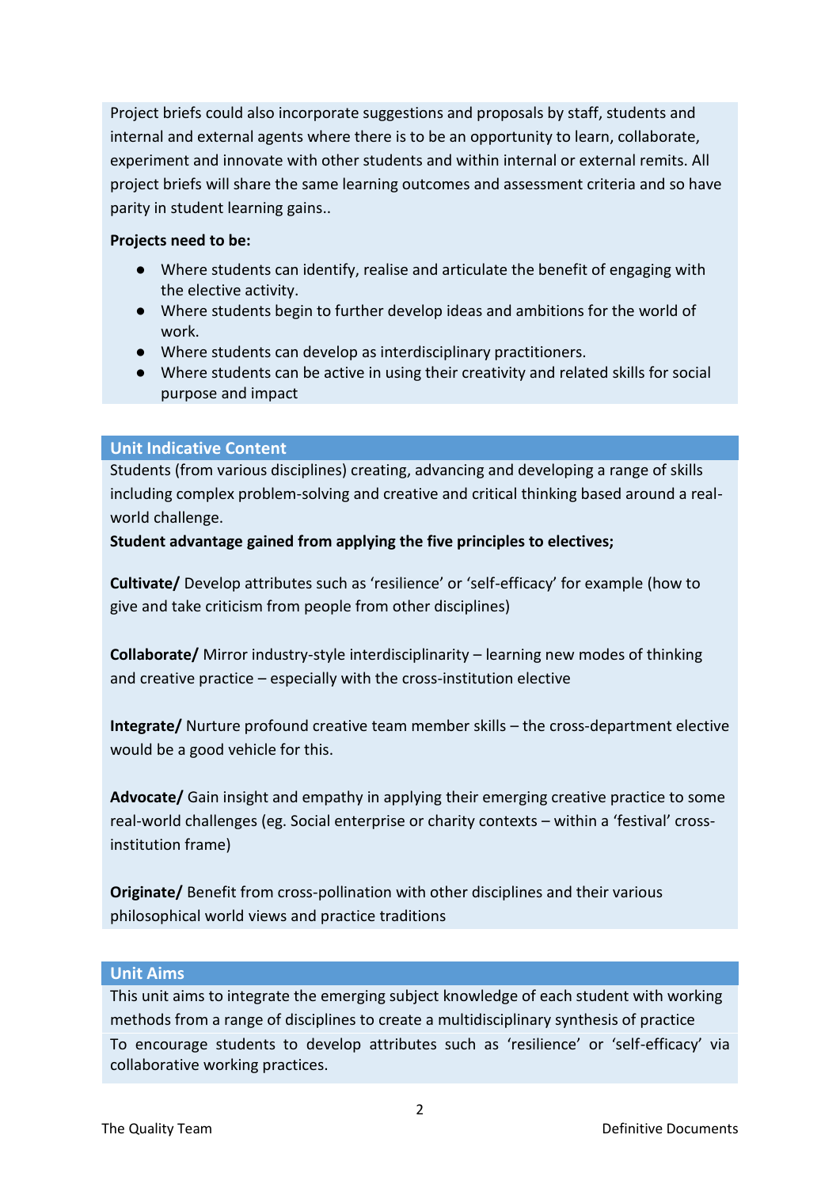Project briefs could also incorporate suggestions and proposals by staff, students and internal and external agents where there is to be an opportunity to learn, collaborate, experiment and innovate with other students and within internal or external remits. All project briefs will share the same learning outcomes and assessment criteria and so have parity in student learning gains..

**Projects need to be:**

- Where students can identify, realise and articulate the benefit of engaging with the elective activity.
- Where students begin to further develop ideas and ambitions for the world of work.
- Where students can develop as interdisciplinary practitioners.
- Where students can be active in using their creativity and related skills for social purpose and impact

## Unit Indicative Content

Students (from various disciplines) creating, advancing and developing a range of skills including complex problem-solving and creative and critical thinking based around a real-world challenge.

**Student advantage gained from applying the five principles to electives;**

**Cultivate/** Develop attributes such as 'resilience' or 'self-efficacy' for example (how to give and take criticism from people from other disciplines)

**Collaborate/** Mirror industry-style interdisciplinarity – learning new modes of thinking and creative practice – especially with the cross-institution elective

**Integrate/** Nurture profound creative team member skills – the cross-department elective would be a good vehicle for this.

**Advocate/** Gain insight and empathy in applying their emerging creative practice to some real-world challenges (eg. Social enterprise or charity contexts – within a 'festival' cross-institution frame)

**Originate/** Benefit from cross-pollination with other disciplines and their various philosophical world views and practice traditions

## Unit Aims

This unit aims to integrate the emerging subject knowledge of each student with working methods from a range of disciplines to create a multidisciplinary synthesis of practice

To encourage students to develop attributes such as 'resilience' or 'self-efficacy' via collaborative working practices.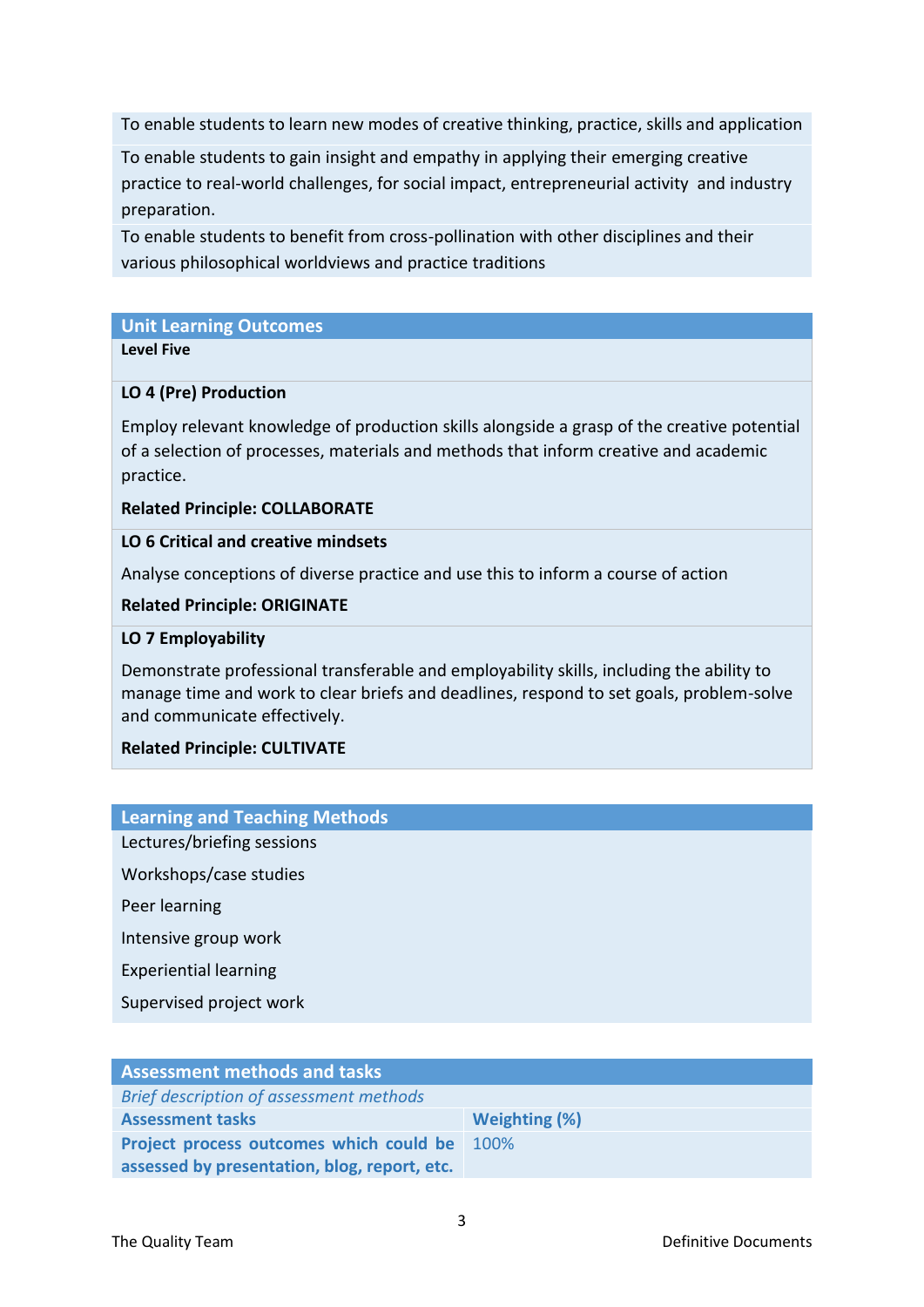To enable students to learn new modes of creative thinking, practice, skills and application

To enable students to gain insight and empathy in applying their emerging creative practice to real-world challenges, for social impact, entrepreneurial activity and industry preparation.

To enable students to benefit from cross-pollination with other disciplines and their various philosophical worldviews and practice traditions

## Unit Learning Outcomes

**Level Five**

**LO 4 (Pre) Production**

Employ relevant knowledge of production skills alongside a grasp of the creative potential of a selection of processes, materials and methods that inform creative and academic practice.

**Related Principle: COLLABORATE**

**LO 6 Critical and creative mindsets**

Analyse conceptions of diverse practice and use this to inform a course of action

**Related Principle: ORIGINATE**

**LO 7 Employability**

Demonstrate professional transferable and employability skills, including the ability to manage time and work to clear briefs and deadlines, respond to set goals, problem-solve and communicate effectively.

**Related Principle: CULTIVATE**

## Learning and Teaching Methods

Lectures/briefing sessions

Workshops/case studies

Peer learning

Intensive group work

Experiential learning

Supervised project work

## Assessment methods and tasks

*Brief description of assessment methods*

| **Assessment tasks** | **Weighting (%)** |
|---|---|
| **Project process outcomes which could be assessed by presentation, blog, report, etc.** | 100% |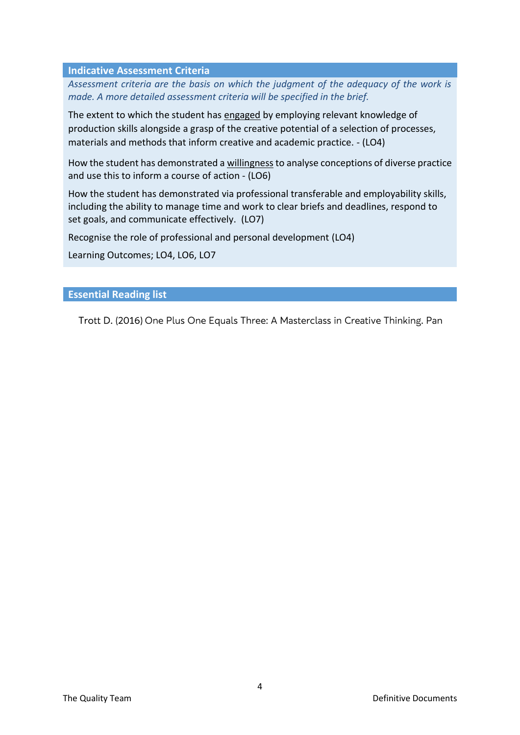## Indicative Assessment Criteria

*Assessment criteria are the basis on which the judgment of the adequacy of the work is made. A more detailed assessment criteria will be specified in the brief.*

The extent to which the student has engaged by employing relevant knowledge of production skills alongside a grasp of the creative potential of a selection of processes, materials and methods that inform creative and academic practice. - (LO4)

How the student has demonstrated a willingness to analyse conceptions of diverse practice and use this to inform a course of action - (LO6)

How the student has demonstrated via professional transferable and employability skills, including the ability to manage time and work to clear briefs and deadlines, respond to set goals, and communicate effectively. (LO7)

Recognise the role of professional and personal development (LO4)

Learning Outcomes; LO4, LO6, LO7

## Essential Reading list

Trott D. (2016) One Plus One Equals Three: A Masterclass in Creative Thinking. Pan